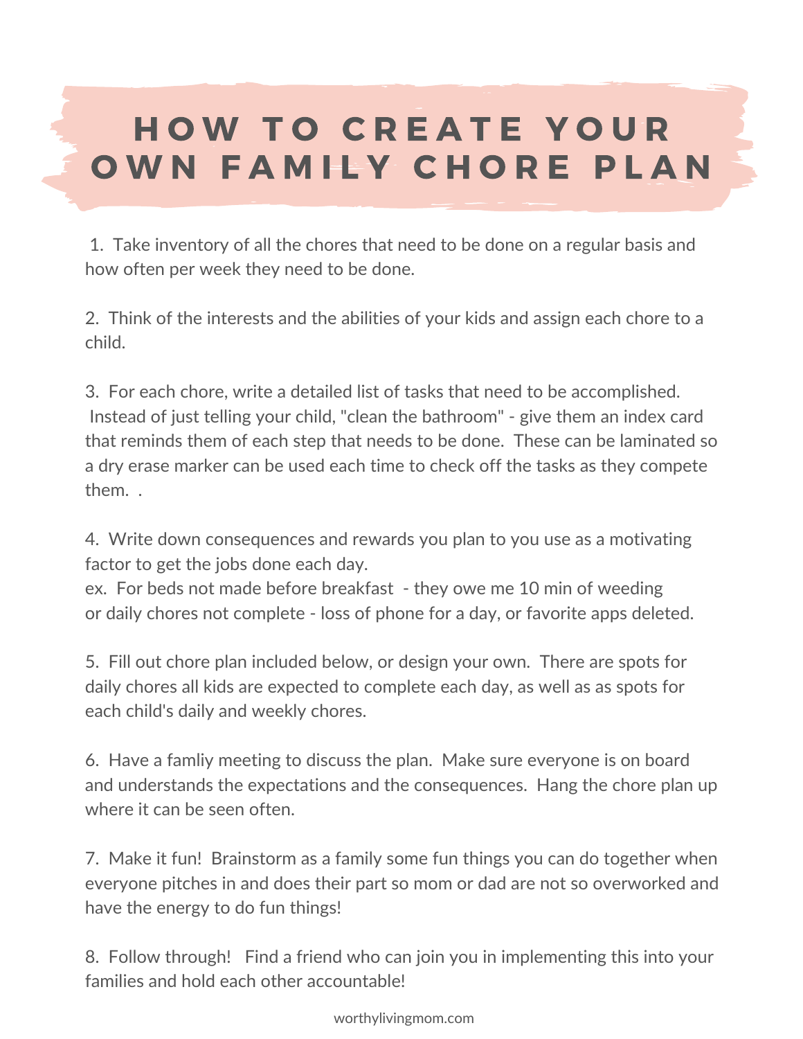# HOW TO CREATE YOUR OWN FAMILY CHORE PLAN

1. Take inventory of all the chores that need to be done on a regular basis and how often per week they need to be done.

2. Think of the interests and the abilities of your kids and assign each chore to a child.

3. For each chore, write a detailed list of tasks that need to be accomplished. Instead of just telling your child, "clean the bathroom" - give them an index card that reminds them of each step that needs to be done. These can be laminated so a dry erase marker can be used each time to check off the tasks as they compete them. .

4. Write down consequences and rewards you plan to you use as a motivating factor to get the jobs done each day.
ex. For beds not made before breakfast - they owe me 10 min of weeding or daily chores not complete - loss of phone for a day, or favorite apps deleted.

5. Fill out chore plan included below, or design your own. There are spots for daily chores all kids are expected to complete each day, as well as as spots for each child's daily and weekly chores.

6. Have a famliy meeting to discuss the plan. Make sure everyone is on board and understands the expectations and the consequences. Hang the chore plan up where it can be seen often.

7. Make it fun! Brainstorm as a family some fun things you can do together when everyone pitches in and does their part so mom or dad are not so overworked and have the energy to do fun things!

8. Follow through! Find a friend who can join you in implementing this into your families and hold each other accountable!

worthylivingmom.com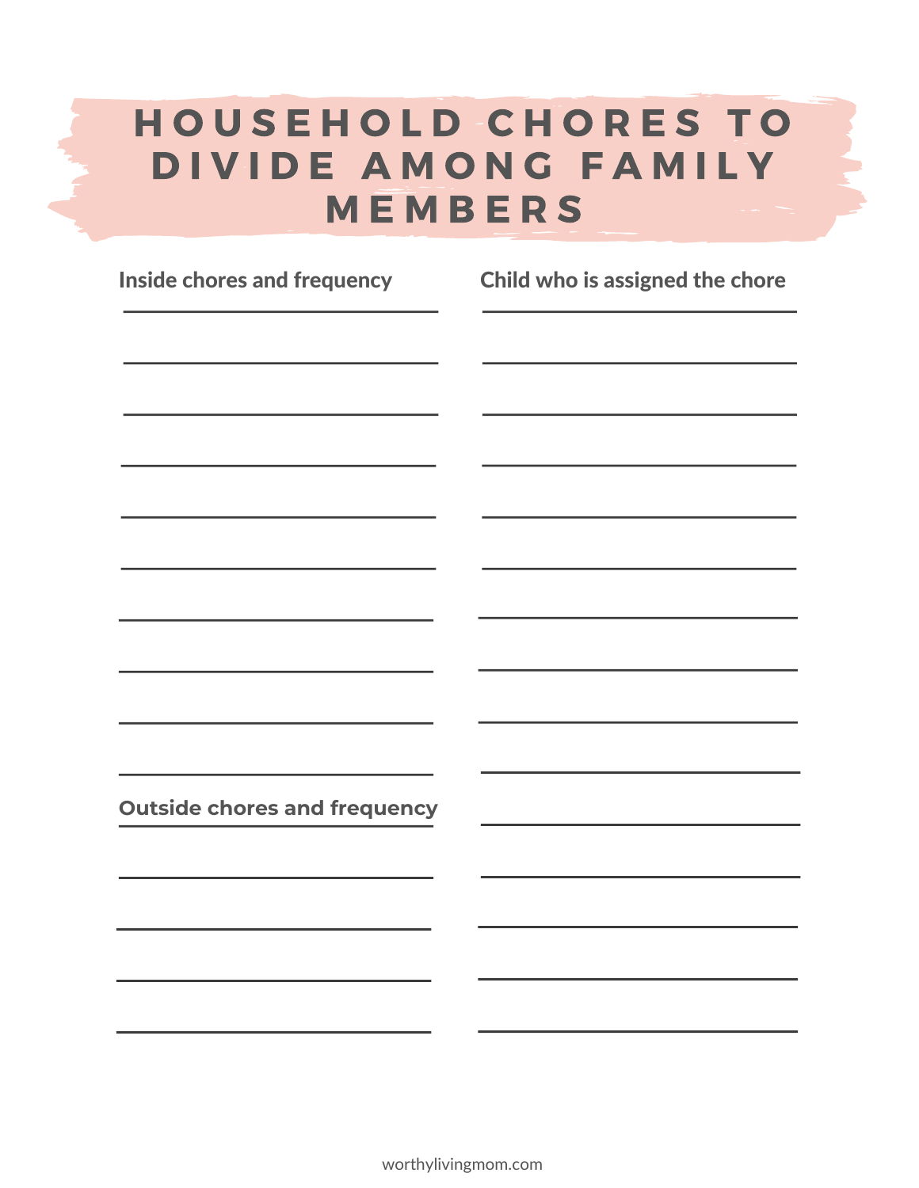# HOUSEHOLD CHORES TO DIVIDE AMONG FAMILY MEMBERS

| Inside chores and frequency | Child who is assigned the chore |
|---|---|
| | |
| | |
| | |
| | |
| | |
| | |
| | |
| | |
| | |
| | |

| Outside chores and frequency | Child who is assigned the chore |
|---|---|
| | |
| | |
| | |
| | |
| | |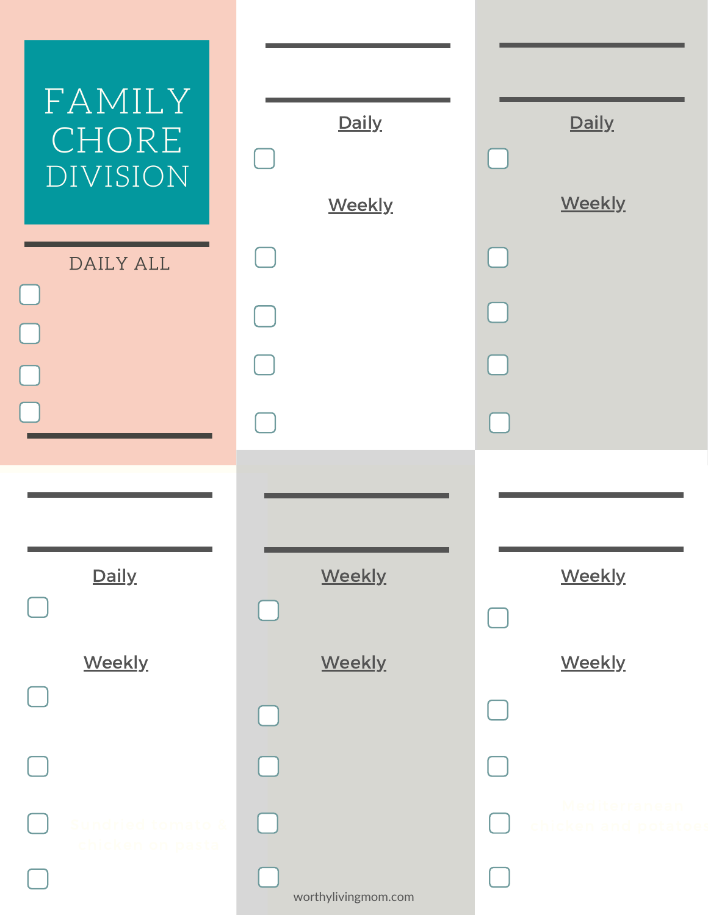# FAMILY CHORE DIVISION

## DAILY ALL

- [ ] 
- [ ] 
- [ ] 
- [ ] 

**Daily**

- [ ] 

**Weekly**

- [ ] 
- [ ] 
- [ ] 
- [ ] 

**Daily**

- [ ] 

**Weekly**

- [ ] 
- [ ] 
- [ ] 
- [ ] 

**Daily**

- [ ] 

**Weekly**

- [ ] 
- [ ] 
- [ ] 
- [ ] 

**Weekly**

- [ ] 

**Weekly**

- [ ] 
- [ ] 
- [ ] 
- [ ] 

**Weekly**

- [ ] 

**Weekly**

- [ ] 
- [ ] 
- [ ] 
- [ ] 

worthylivingmom.com